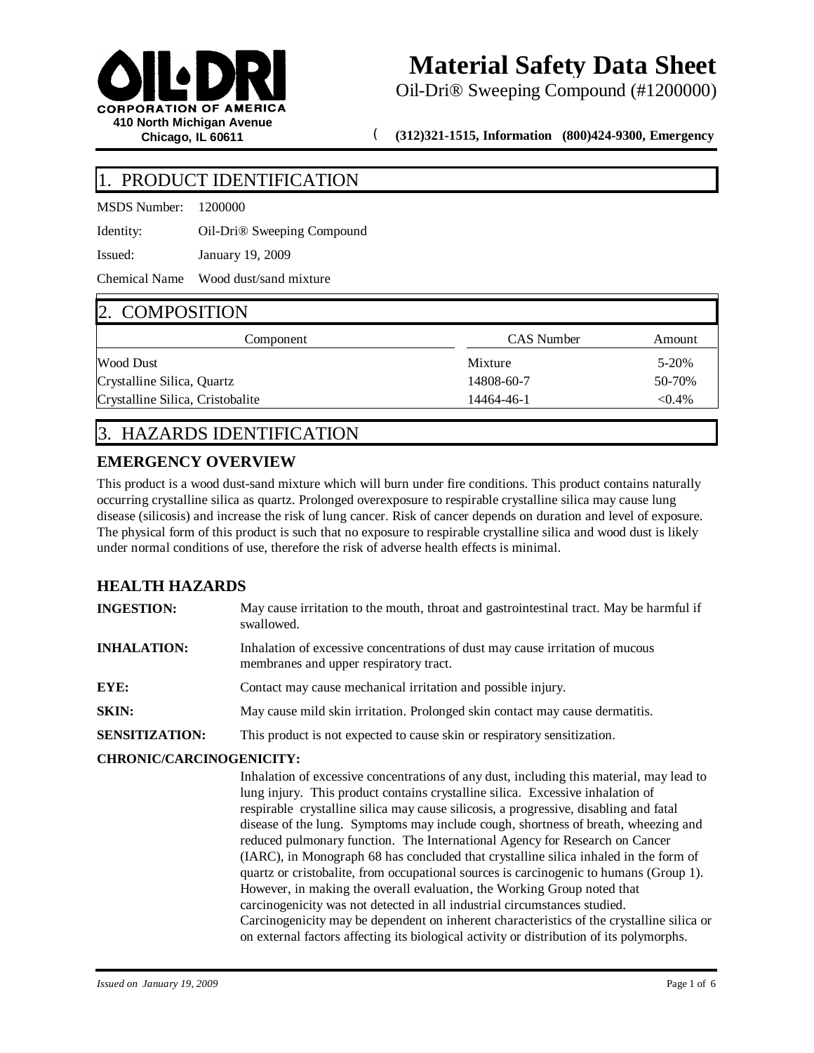**OIL-DRI CORPORATION OF AMERICA**
**410 North Michigan Avenue**
**Chicago, IL 60611**

# Material Safety Data Sheet

Oil-Dri® Sweeping Compound (#1200000)

**(312)321-1515, Information (800)424-9300, Emergency**

## 1. PRODUCT IDENTIFICATION

MSDS Number: 1200000

Identity: Oil-Dri® Sweeping Compound

Issued: January 19, 2009

Chemical Name Wood dust/sand mixture

## 2. COMPOSITION

| Component | CAS Number | Amount |
|---|---|---|
| Wood Dust | Mixture | 5-20% |
| Crystalline Silica, Quartz | 14808-60-7 | 50-70% |
| Crystalline Silica, Cristobalite | 14464-46-1 | <0.4% |

## 3. HAZARDS IDENTIFICATION

### EMERGENCY OVERVIEW

This product is a wood dust-sand mixture which will burn under fire conditions. This product contains naturally occurring crystalline silica as quartz. Prolonged overexposure to respirable crystalline silica may cause lung disease (silicosis) and increase the risk of lung cancer. Risk of cancer depends on duration and level of exposure. The physical form of this product is such that no exposure to respirable crystalline silica and wood dust is likely under normal conditions of use, therefore the risk of adverse health effects is minimal.

### HEALTH HAZARDS

**INGESTION:** May cause irritation to the mouth, throat and gastrointestinal tract. May be harmful if swallowed.

**INHALATION:** Inhalation of excessive concentrations of dust may cause irritation of mucous membranes and upper respiratory tract.

**EYE:** Contact may cause mechanical irritation and possible injury.

**SKIN:** May cause mild skin irritation. Prolonged skin contact may cause dermatitis.

**SENSITIZATION:** This product is not expected to cause skin or respiratory sensitization.

**CHRONIC/CARCINOGENICITY:**

Inhalation of excessive concentrations of any dust, including this material, may lead to lung injury. This product contains crystalline silica. Excessive inhalation of respirable crystalline silica may cause silicosis, a progressive, disabling and fatal disease of the lung. Symptoms may include cough, shortness of breath, wheezing and reduced pulmonary function. The International Agency for Research on Cancer (IARC), in Monograph 68 has concluded that crystalline silica inhaled in the form of quartz or cristobalite, from occupational sources is carcinogenic to humans (Group 1). However, in making the overall evaluation, the Working Group noted that carcinogenicity was not detected in all industrial circumstances studied. Carcinogenicity may be dependent on inherent characteristics of the crystalline silica or on external factors affecting its biological activity or distribution of its polymorphs.

*Issued on January 19, 2009*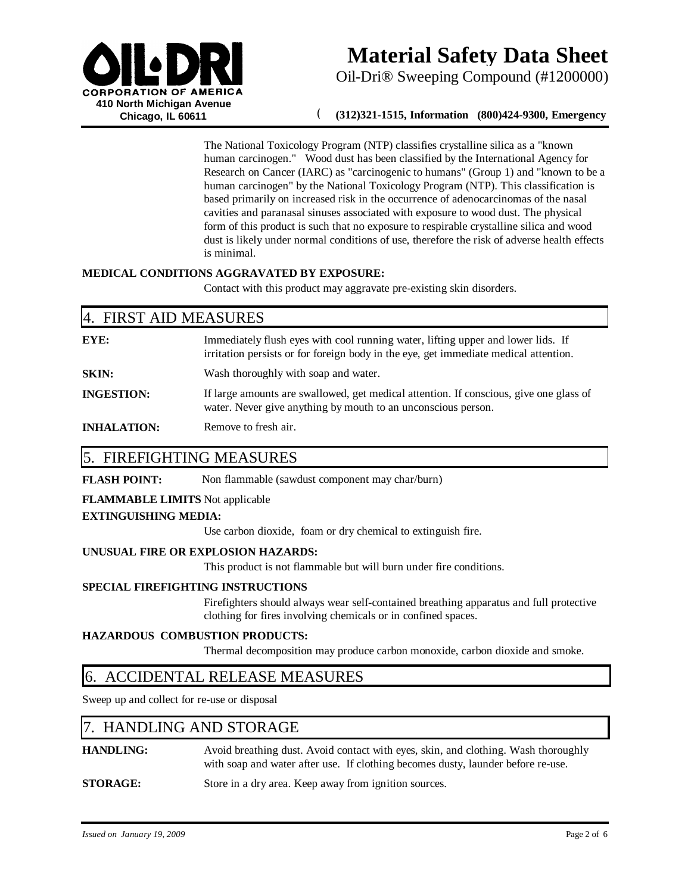The National Toxicology Program (NTP) classifies crystalline silica as a "known human carcinogen." Wood dust has been classified by the International Agency for Research on Cancer (IARC) as "carcinogenic to humans" (Group 1) and "known to be a human carcinogen" by the National Toxicology Program (NTP). This classification is based primarily on increased risk in the occurrence of adenocarcinomas of the nasal cavities and paranasal sinuses associated with exposure to wood dust. The physical form of this product is such that no exposure to respirable crystalline silica and wood dust is likely under normal conditions of use, therefore the risk of adverse health effects is minimal.

**MEDICAL CONDITIONS AGGRAVATED BY EXPOSURE:**

Contact with this product may aggravate pre-existing skin disorders.

## 4. FIRST AID MEASURES

**EYE:** Immediately flush eyes with cool running water, lifting upper and lower lids. If irritation persists or for foreign body in the eye, get immediate medical attention.

**SKIN:** Wash thoroughly with soap and water.

**INGESTION:** If large amounts are swallowed, get medical attention. If conscious, give one glass of water. Never give anything by mouth to an unconscious person.

**INHALATION:** Remove to fresh air.

## 5. FIREFIGHTING MEASURES

**FLASH POINT:** Non flammable (sawdust component may char/burn)

**FLAMMABLE LIMITS** Not applicable

**EXTINGUISHING MEDIA:**

Use carbon dioxide, foam or dry chemical to extinguish fire.

**UNUSUAL FIRE OR EXPLOSION HAZARDS:**

This product is not flammable but will burn under fire conditions.

**SPECIAL FIREFIGHTING INSTRUCTIONS**

Firefighters should always wear self-contained breathing apparatus and full protective clothing for fires involving chemicals or in confined spaces.

**HAZARDOUS COMBUSTION PRODUCTS:**

Thermal decomposition may produce carbon monoxide, carbon dioxide and smoke.

## 6. ACCIDENTAL RELEASE MEASURES

Sweep up and collect for re-use or disposal

## 7. HANDLING AND STORAGE

**HANDLING:** Avoid breathing dust. Avoid contact with eyes, skin, and clothing. Wash thoroughly with soap and water after use. If clothing becomes dusty, launder before re-use.

**STORAGE:** Store in a dry area. Keep away from ignition sources.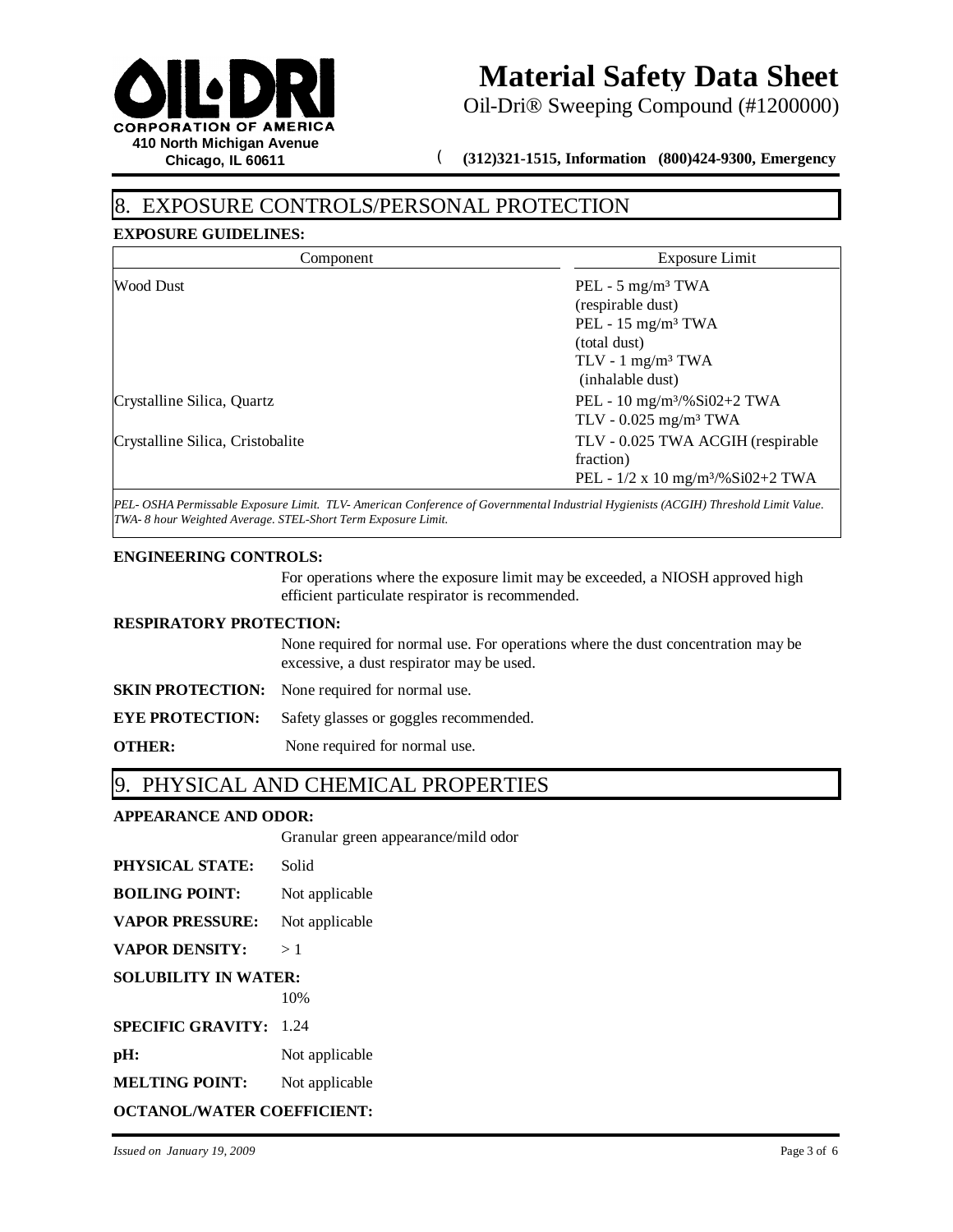## 8. EXPOSURE CONTROLS/PERSONAL PROTECTION

**EXPOSURE GUIDELINES:**

| Component | Exposure Limit |
|---|---|
| Wood Dust | PEL - 5 $mg/m^3$ TWA (respirable dust) PEL - 15 $mg/m^3$ TWA (total dust) TLV - 1 $mg/m^3$ TWA (inhalable dust) |
| Crystalline Silica, Quartz | PEL - 10 $mg/m^3$/%Si02+2 TWA TLV - 0.025 $mg/m^3$ TWA |
| Crystalline Silica, Cristobalite | TLV - 0.025 TWA ACGIH (respirable fraction) PEL - 1/2 x 10 $mg/m^3$/%Si02+2 TWA |

*PEL- OSHA Permissable Exposure Limit. TLV- American Conference of Governmental Industrial Hygienists (ACGIH) Threshold Limit Value. TWA- 8 hour Weighted Average. STEL-Short Term Exposure Limit.*

**ENGINEERING CONTROLS:**

For operations where the exposure limit may be exceeded, a NIOSH approved high efficient particulate respirator is recommended.

**RESPIRATORY PROTECTION:**

None required for normal use. For operations where the dust concentration may be excessive, a dust respirator may be used.

**SKIN PROTECTION:** None required for normal use.

**EYE PROTECTION:** Safety glasses or goggles recommended.

**OTHER:** None required for normal use.

## 9. PHYSICAL AND CHEMICAL PROPERTIES

**APPEARANCE AND ODOR:**

Granular green appearance/mild odor

**PHYSICAL STATE:** Solid

**BOILING POINT:** Not applicable

**VAPOR PRESSURE:** Not applicable

**VAPOR DENSITY:** > 1

**SOLUBILITY IN WATER:**

10%

**SPECIFIC GRAVITY:** 1.24

**pH:** Not applicable

**MELTING POINT:** Not applicable

**OCTANOL/WATER COEFFICIENT:**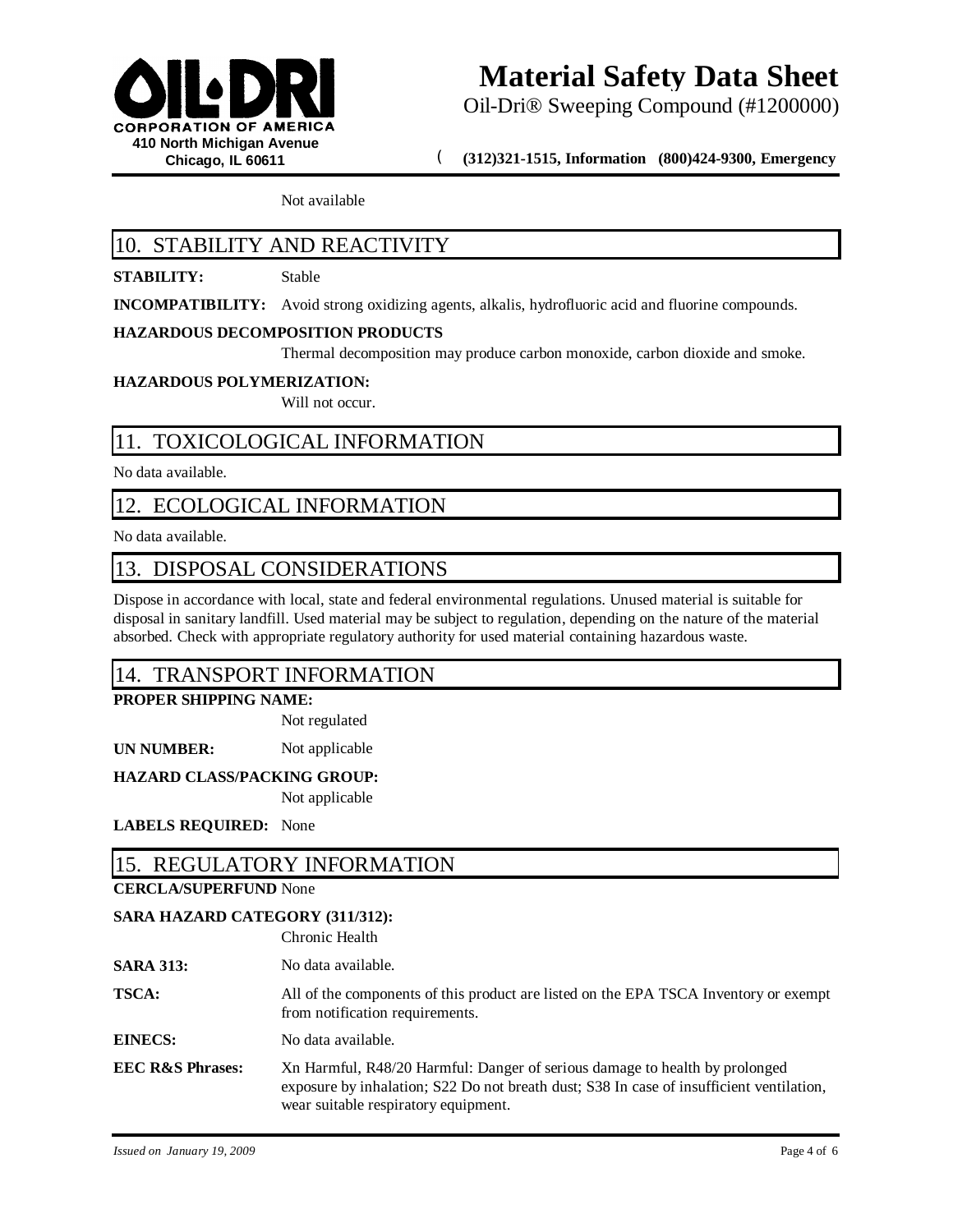Not available

## 10. STABILITY AND REACTIVITY

**STABILITY:** Stable

**INCOMPATIBILITY:** Avoid strong oxidizing agents, alkalis, hydrofluoric acid and fluorine compounds.

**HAZARDOUS DECOMPOSITION PRODUCTS**

Thermal decomposition may produce carbon monoxide, carbon dioxide and smoke.

**HAZARDOUS POLYMERIZATION:**

Will not occur.

## 11. TOXICOLOGICAL INFORMATION

No data available.

## 12. ECOLOGICAL INFORMATION

No data available.

## 13. DISPOSAL CONSIDERATIONS

Dispose in accordance with local, state and federal environmental regulations. Unused material is suitable for disposal in sanitary landfill. Used material may be subject to regulation, depending on the nature of the material absorbed. Check with appropriate regulatory authority for used material containing hazardous waste.

## 14. TRANSPORT INFORMATION

**PROPER SHIPPING NAME:**

Not regulated

**UN NUMBER:** Not applicable

**HAZARD CLASS/PACKING GROUP:**

Not applicable

**LABELS REQUIRED:** None

## 15. REGULATORY INFORMATION

**CERCLA/SUPERFUND** None

**SARA HAZARD CATEGORY (311/312):**

Chronic Health

**SARA 313:** No data available.

**TSCA:** All of the components of this product are listed on the EPA TSCA Inventory or exempt from notification requirements.

**EINECS:** No data available.

**EEC R&S Phrases:** Xn Harmful, R48/20 Harmful: Danger of serious damage to health by prolonged exposure by inhalation; S22 Do not breath dust; S38 In case of insufficient ventilation, wear suitable respiratory equipment.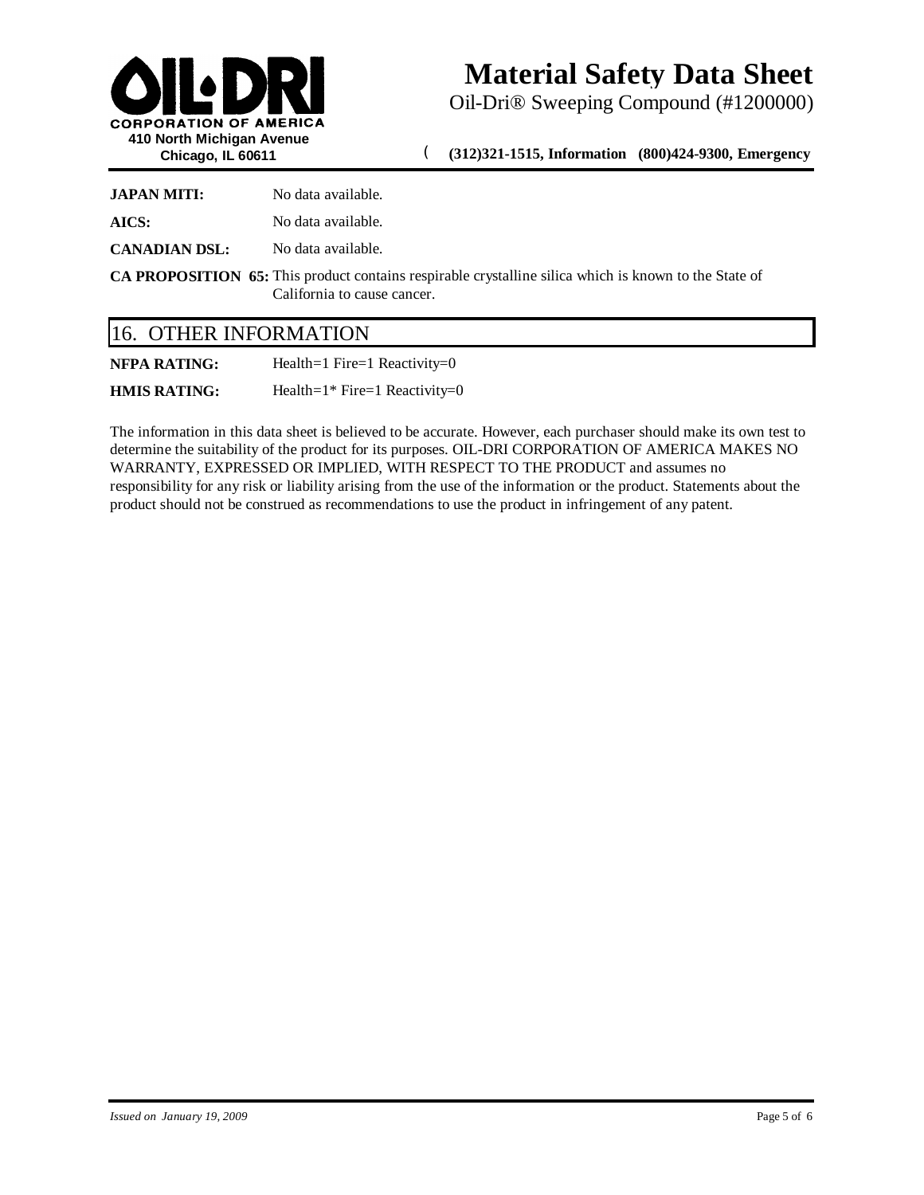**JAPAN MITI:** No data available.

**AICS:** No data available.

**CANADIAN DSL:** No data available.

**CA PROPOSITION 65:** This product contains respirable crystalline silica which is known to the State of California to cause cancer.

## 16. OTHER INFORMATION

**NFPA RATING:** Health=1 Fire=1 Reactivity=0

**HMIS RATING:** Health=1* Fire=1 Reactivity=0

The information in this data sheet is believed to be accurate. However, each purchaser should make its own test to determine the suitability of the product for its purposes. OIL-DRI CORPORATION OF AMERICA MAKES NO WARRANTY, EXPRESSED OR IMPLIED, WITH RESPECT TO THE PRODUCT and assumes no responsibility for any risk or liability arising from the use of the information or the product. Statements about the product should not be construed as recommendations to use the product in infringement of any patent.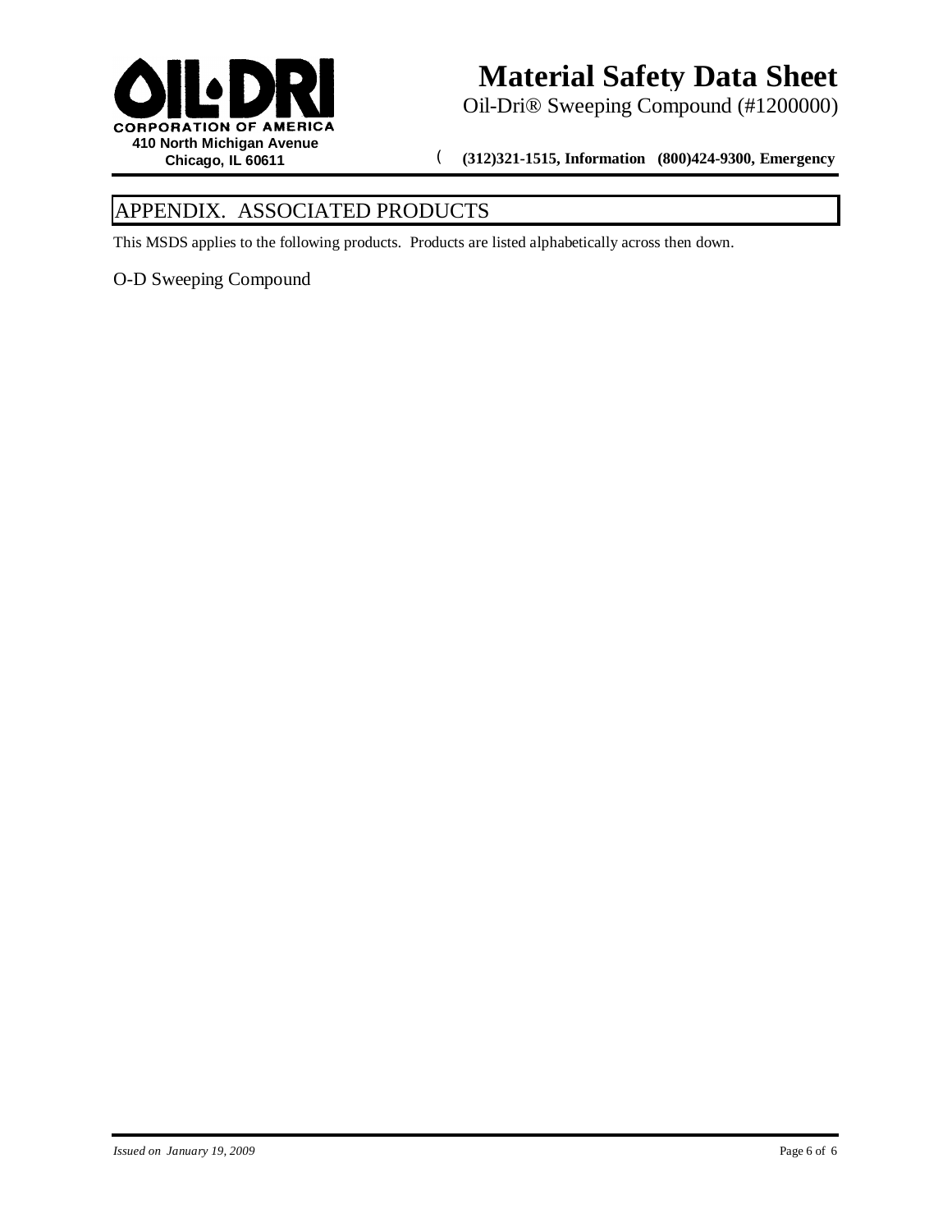## APPENDIX. ASSOCIATED PRODUCTS

This MSDS applies to the following products. Products are listed alphabetically across then down.

O-D Sweeping Compound